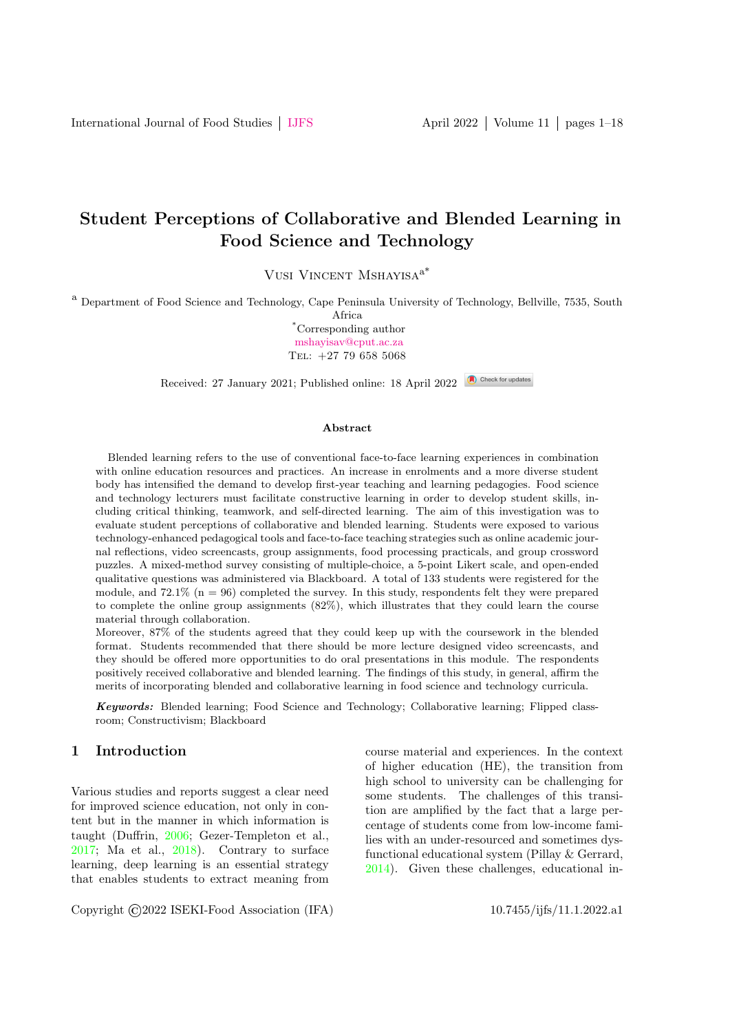# Student Perceptions of Collaborative and Blended Learning in Food Science and Technology

Vusi Vincent Mshayisa[a*]

[a] Department of Food Science and Technology, Cape Peninsula University of Technology, Bellville, 7535, South Africa

[*]Corresponding author
mshayisav@cput.ac.za
Tel: +27 79 658 5068

Received: 27 January 2021; Published online: 18 April 2022

### Abstract

Blended learning refers to the use of conventional face-to-face learning experiences in combination with online education resources and practices. An increase in enrolments and a more diverse student body has intensified the demand to develop first-year teaching and learning pedagogies. Food science and technology lecturers must facilitate constructive learning in order to develop student skills, including critical thinking, teamwork, and self-directed learning. The aim of this investigation was to evaluate student perceptions of collaborative and blended learning. Students were exposed to various technology-enhanced pedagogical tools and face-to-face teaching strategies such as online academic journal reflections, video screencasts, group assignments, food processing practicals, and group crossword puzzles. A mixed-method survey consisting of multiple-choice, a 5-point Likert scale, and open-ended qualitative questions was administered via Blackboard. A total of 133 students were registered for the module, and 72.1% (n = 96) completed the survey. In this study, respondents felt they were prepared to complete the online group assignments (82%), which illustrates that they could learn the course material through collaboration.

Moreover, 87% of the students agreed that they could keep up with the coursework in the blended format. Students recommended that there should be more lecture designed video screencasts, and they should be offered more opportunities to do oral presentations in this module. The respondents positively received collaborative and blended learning. The findings of this study, in general, affirm the merits of incorporating blended and collaborative learning in food science and technology curricula.

***Keywords:*** Blended learning; Food Science and Technology; Collaborative learning; Flipped classroom; Constructivism; Blackboard

## 1 Introduction

Various studies and reports suggest a clear need for improved science education, not only in content but in the manner in which information is taught (Duffrin, 2006; Gezer-Templeton et al., 2017; Ma et al., 2018). Contrary to surface learning, deep learning is an essential strategy that enables students to extract meaning from course material and experiences. In the context of higher education (HE), the transition from high school to university can be challenging for some students. The challenges of this transition are amplified by the fact that a large percentage of students come from low-income families with an under-resourced and sometimes dysfunctional educational system (Pillay & Gerrard, 2014). Given these challenges, educational in-

Copyright ©2022 ISEKI-Food Association (IFA) 10.7455/ijfs/11.1.2022.a1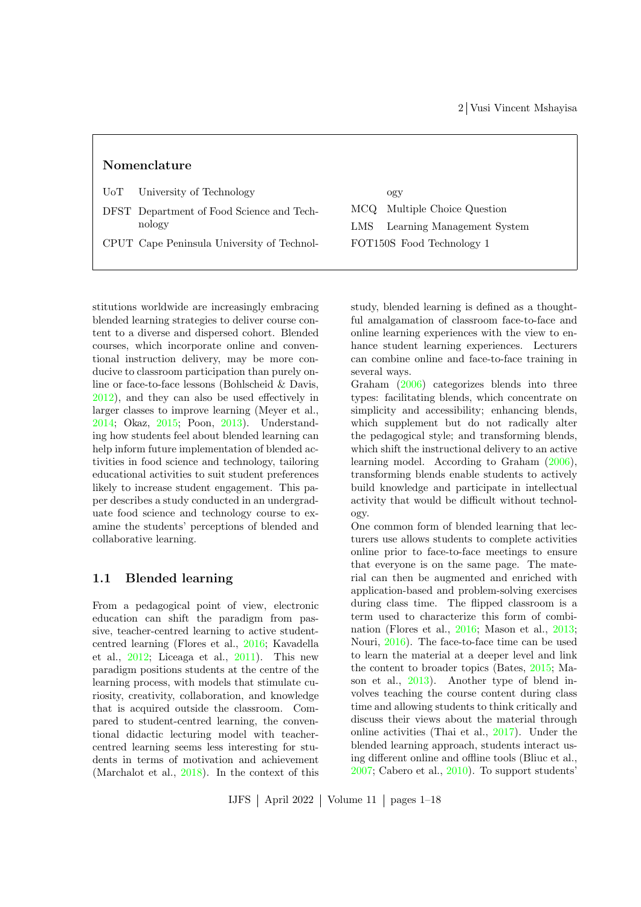## Nomenclature

| | |
|---|---|
| UoT | University of Technology |
| DFST | Department of Food Science and Technology |
| CPUT | Cape Peninsula University of Technology |
| MCQ | Multiple Choice Question |
| LMS | Learning Management System |
| FOT150S | Food Technology 1 |

stitutions worldwide are increasingly embracing blended learning strategies to deliver course content to a diverse and dispersed cohort. Blended courses, which incorporate online and conventional instruction delivery, may be more conducive to classroom participation than purely online or face-to-face lessons (Bohlscheid & Davis, 2012), and they can also be used effectively in larger classes to improve learning (Meyer et al., 2014; Okaz, 2015; Poon, 2013). Understanding how students feel about blended learning can help inform future implementation of blended activities in food science and technology, tailoring educational activities to suit student preferences likely to increase student engagement. This paper describes a study conducted in an undergraduate food science and technology course to examine the students' perceptions of blended and collaborative learning.

### 1.1 Blended learning

From a pedagogical point of view, electronic education can shift the paradigm from passive, teacher-centred learning to active student-centred learning (Flores et al., 2016; Kavadella et al., 2012; Liceaga et al., 2011). This new paradigm positions students at the centre of the learning process, with models that stimulate curiosity, creativity, collaboration, and knowledge that is acquired outside the classroom. Compared to student-centred learning, the conventional didactic lecturing model with teacher-centred learning seems less interesting for students in terms of motivation and achievement (Marchalot et al., 2018). In the context of this study, blended learning is defined as a thoughtful amalgamation of classroom face-to-face and online learning experiences with the view to enhance student learning experiences. Lecturers can combine online and face-to-face training in several ways.

Graham (2006) categorizes blends into three types: facilitating blends, which concentrate on simplicity and accessibility; enhancing blends, which supplement but do not radically alter the pedagogical style; and transforming blends, which shift the instructional delivery to an active learning model. According to Graham (2006), transforming blends enable students to actively build knowledge and participate in intellectual activity that would be difficult without technology.

One common form of blended learning that lecturers use allows students to complete activities online prior to face-to-face meetings to ensure that everyone is on the same page. The material can then be augmented and enriched with application-based and problem-solving exercises during class time. The flipped classroom is a term used to characterize this form of combination (Flores et al., 2016; Mason et al., 2013; Nouri, 2016). The face-to-face time can be used to learn the material at a deeper level and link the content to broader topics (Bates, 2015; Mason et al., 2013). Another type of blend involves teaching the course content during class time and allowing students to think critically and discuss their views about the material through online activities (Thai et al., 2017). Under the blended learning approach, students interact using different online and offline tools (Bliuc et al., 2007; Cabero et al., 2010). To support students'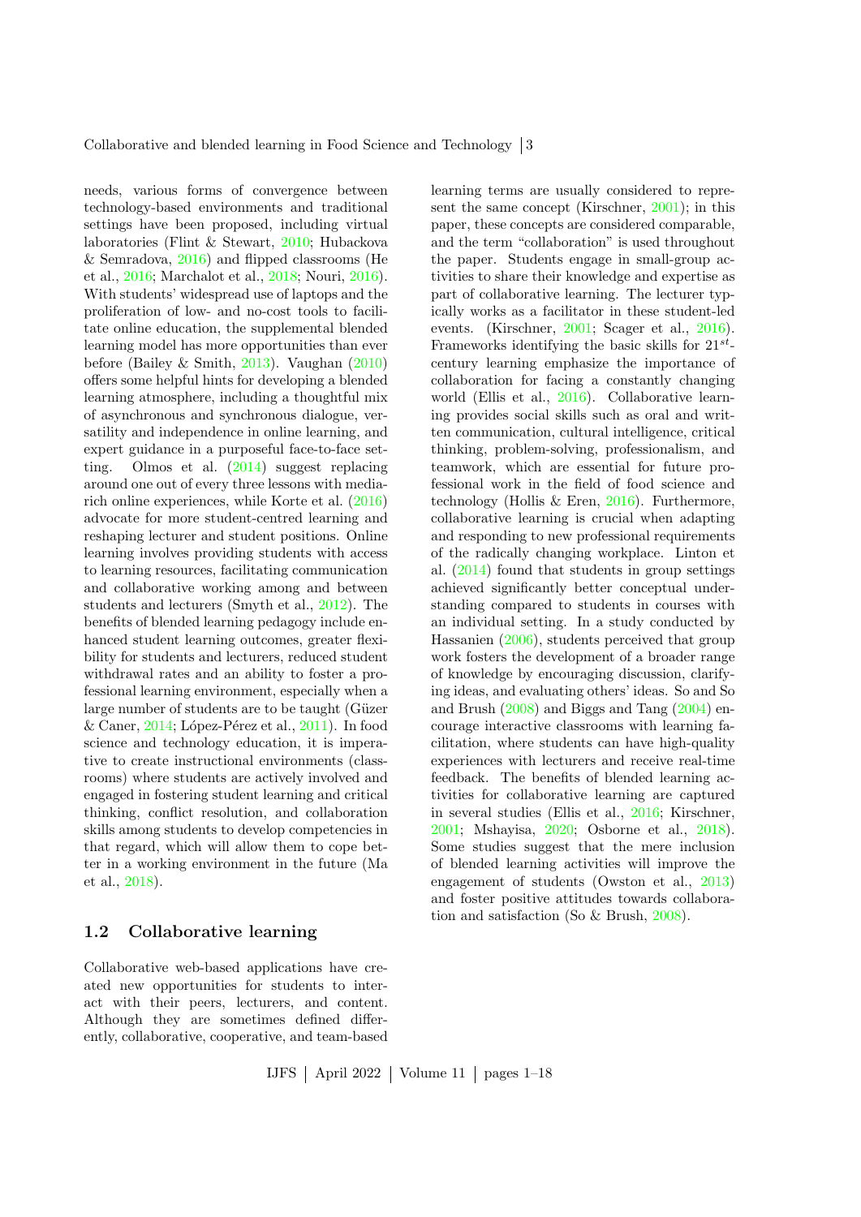needs, various forms of convergence between technology-based environments and traditional settings have been proposed, including virtual laboratories (Flint & Stewart, 2010; Hubackova & Semradova, 2016) and flipped classrooms (He et al., 2016; Marchalot et al., 2018; Nouri, 2016). With students' widespread use of laptops and the proliferation of low- and no-cost tools to facilitate online education, the supplemental blended learning model has more opportunities than ever before (Bailey & Smith, 2013). Vaughan (2010) offers some helpful hints for developing a blended learning atmosphere, including a thoughtful mix of asynchronous and synchronous dialogue, versatility and independence in online learning, and expert guidance in a purposeful face-to-face setting. Olmos et al. (2014) suggest replacing around one out of every three lessons with media-rich online experiences, while Korte et al. (2016) advocate for more student-centred learning and reshaping lecturer and student positions. Online learning involves providing students with access to learning resources, facilitating communication and collaborative working among and between students and lecturers (Smyth et al., 2012). The benefits of blended learning pedagogy include enhanced student learning outcomes, greater flexibility for students and lecturers, reduced student withdrawal rates and an ability to foster a professional learning environment, especially when a large number of students are to be taught (Güzer & Caner, 2014; López-Pérez et al., 2011). In food science and technology education, it is imperative to create instructional environments (classrooms) where students are actively involved and engaged in fostering student learning and critical thinking, conflict resolution, and collaboration skills among students to develop competencies in that regard, which will allow them to cope better in a working environment in the future (Ma et al., 2018).

## 1.2 Collaborative learning

Collaborative web-based applications have created new opportunities for students to interact with their peers, lecturers, and content. Although they are sometimes defined differently, collaborative, cooperative, and team-based learning terms are usually considered to represent the same concept (Kirschner, 2001); in this paper, these concepts are considered comparable, and the term "collaboration" is used throughout the paper. Students engage in small-group activities to share their knowledge and expertise as part of collaborative learning. The lecturer typically works as a facilitator in these student-led events. (Kirschner, 2001; Scager et al., 2016). Frameworks identifying the basic skills for $21^{st}$-century learning emphasize the importance of collaboration for facing a constantly changing world (Ellis et al., 2016). Collaborative learning provides social skills such as oral and written communication, cultural intelligence, critical thinking, problem-solving, professionalism, and teamwork, which are essential for future professional work in the field of food science and technology (Hollis & Eren, 2016). Furthermore, collaborative learning is crucial when adapting and responding to new professional requirements of the radically changing workplace. Linton et al. (2014) found that students in group settings achieved significantly better conceptual understanding compared to students in courses with an individual setting. In a study conducted by Hassanien (2006), students perceived that group work fosters the development of a broader range of knowledge by encouraging discussion, clarifying ideas, and evaluating others' ideas. So and So and Brush (2008) and Biggs and Tang (2004) encourage interactive classrooms with learning facilitation, where students can have high-quality experiences with lecturers and receive real-time feedback. The benefits of blended learning activities for collaborative learning are captured in several studies (Ellis et al., 2016; Kirschner, 2001; Mshayisa, 2020; Osborne et al., 2018). Some studies suggest that the mere inclusion of blended learning activities will improve the engagement of students (Owston et al., 2013) and foster positive attitudes towards collaboration and satisfaction (So & Brush, 2008).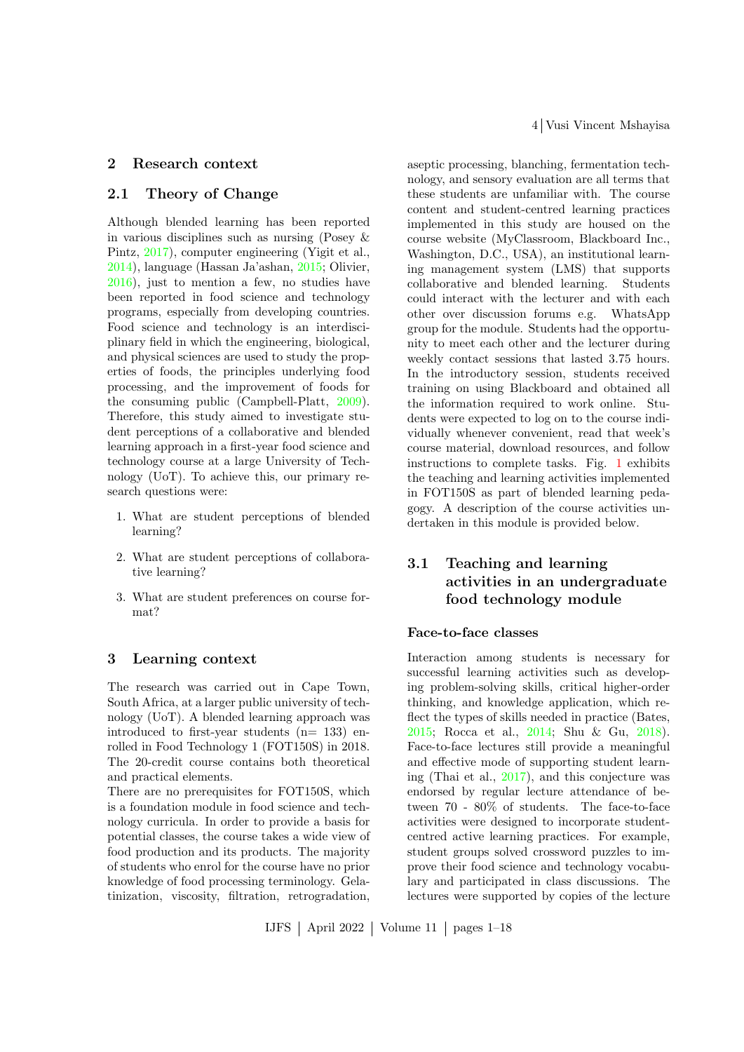## 2 Research context

### 2.1 Theory of Change

Although blended learning has been reported in various disciplines such as nursing (Posey & Pintz, 2017), computer engineering (Yigit et al., 2014), language (Hassan Ja'ashan, 2015; Olivier, 2016), just to mention a few, no studies have been reported in food science and technology programs, especially from developing countries. Food science and technology is an interdisciplinary field in which the engineering, biological, and physical sciences are used to study the properties of foods, the principles underlying food processing, and the improvement of foods for the consuming public (Campbell-Platt, 2009). Therefore, this study aimed to investigate student perceptions of a collaborative and blended learning approach in a first-year food science and technology course at a large University of Technology (UoT). To achieve this, our primary research questions were:

1. What are student perceptions of blended learning?
2. What are student perceptions of collaborative learning?
3. What are student preferences on course format?

## 3 Learning context

The research was carried out in Cape Town, South Africa, at a larger public university of technology (UoT). A blended learning approach was introduced to first-year students (n= 133) enrolled in Food Technology 1 (FOT150S) in 2018. The 20-credit course contains both theoretical and practical elements.

There are no prerequisites for FOT150S, which is a foundation module in food science and technology curricula. In order to provide a basis for potential classes, the course takes a wide view of food production and its products. The majority of students who enrol for the course have no prior knowledge of food processing terminology. Gelatinization, viscosity, filtration, retrogradation, aseptic processing, blanching, fermentation technology, and sensory evaluation are all terms that these students are unfamiliar with. The course content and student-centred learning practices implemented in this study are housed on the course website (MyClassroom, Blackboard Inc., Washington, D.C., USA), an institutional learning management system (LMS) that supports collaborative and blended learning. Students could interact with the lecturer and with each other over discussion forums e.g. WhatsApp group for the module. Students had the opportunity to meet each other and the lecturer during weekly contact sessions that lasted 3.75 hours. In the introductory session, students received training on using Blackboard and obtained all the information required to work online. Students were expected to log on to the course individually whenever convenient, read that week's course material, download resources, and follow instructions to complete tasks. Fig. 1 exhibits the teaching and learning activities implemented in FOT150S as part of blended learning pedagogy. A description of the course activities undertaken in this module is provided below.

### 3.1 Teaching and learning activities in an undergraduate food technology module

#### Face-to-face classes

Interaction among students is necessary for successful learning activities such as developing problem-solving skills, critical higher-order thinking, and knowledge application, which reflect the types of skills needed in practice (Bates, 2015; Rocca et al., 2014; Shu & Gu, 2018). Face-to-face lectures still provide a meaningful and effective mode of supporting student learning (Thai et al., 2017), and this conjecture was endorsed by regular lecture attendance of between 70 - 80% of students. The face-to-face activities were designed to incorporate student-centred active learning practices. For example, student groups solved crossword puzzles to improve their food science and technology vocabulary and participated in class discussions. The lectures were supported by copies of the lecture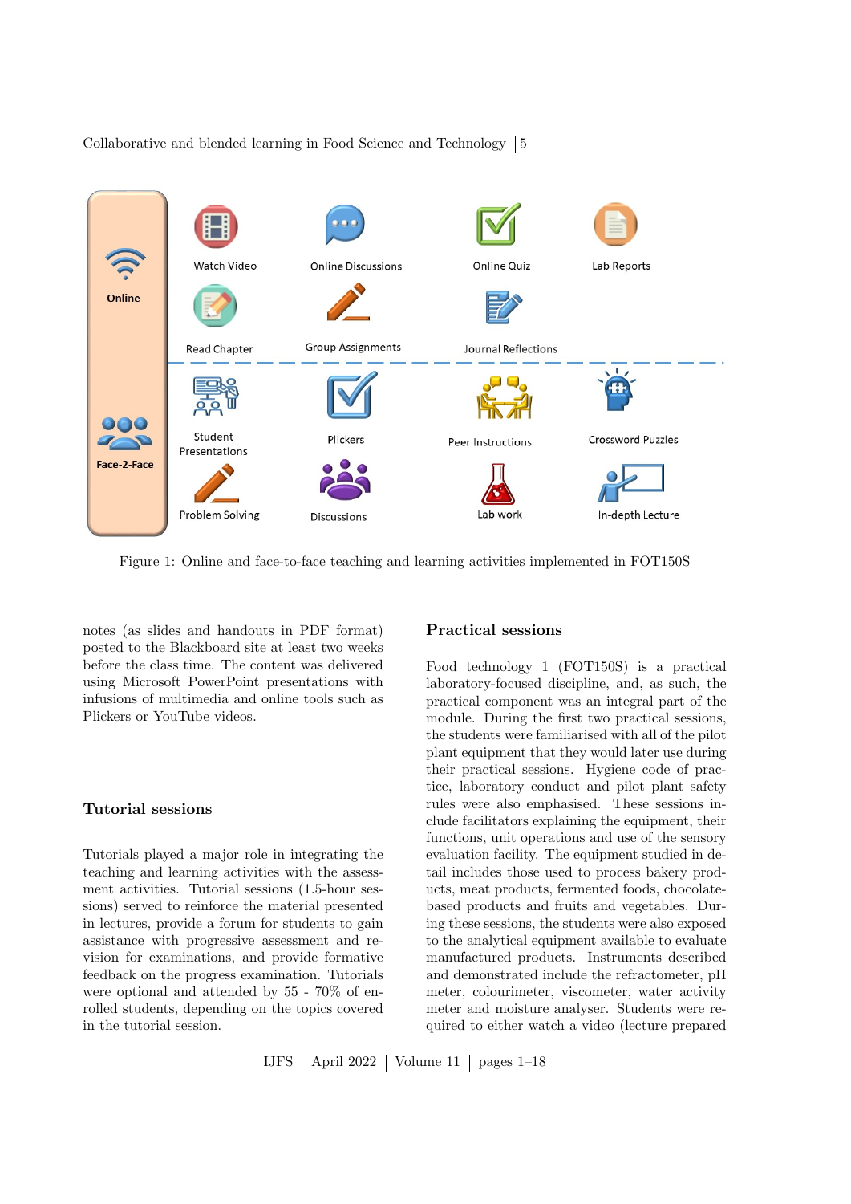Online

Watch Video

Online Discussions

Online Quiz

Lab Reports

Read Chapter

Group Assignments

Journal Reflections

Face-2-Face

Student Presentations

Plickers

Peer Instructions

Crossword Puzzles

Problem Solving

Discussions

Lab work

In-depth Lecture

Figure 1: Online and face-to-face teaching and learning activities implemented in FOT150S

notes (as slides and handouts in PDF format) posted to the Blackboard site at least two weeks before the class time. The content was delivered using Microsoft PowerPoint presentations with infusions of multimedia and online tools such as Plickers or YouTube videos.

## Tutorial sessions

Tutorials played a major role in integrating the teaching and learning activities with the assessment activities. Tutorial sessions (1.5-hour sessions) served to reinforce the material presented in lectures, provide a forum for students to gain assistance with progressive assessment and revision for examinations, and provide formative feedback on the progress examination. Tutorials were optional and attended by 55 - 70% of enrolled students, depending on the topics covered in the tutorial session.

## Practical sessions

Food technology 1 (FOT150S) is a practical laboratory-focused discipline, and, as such, the practical component was an integral part of the module. During the first two practical sessions, the students were familiarised with all of the pilot plant equipment that they would later use during their practical sessions. Hygiene code of practice, laboratory conduct and pilot plant safety rules were also emphasised. These sessions include facilitators explaining the equipment, their functions, unit operations and use of the sensory evaluation facility. The equipment studied in detail includes those used to process bakery products, meat products, fermented foods, chocolate-based products and fruits and vegetables. During these sessions, the students were also exposed to the analytical equipment available to evaluate manufactured products. Instruments described and demonstrated include the refractometer, pH meter, colourimeter, viscometer, water activity meter and moisture analyser. Students were required to either watch a video (lecture prepared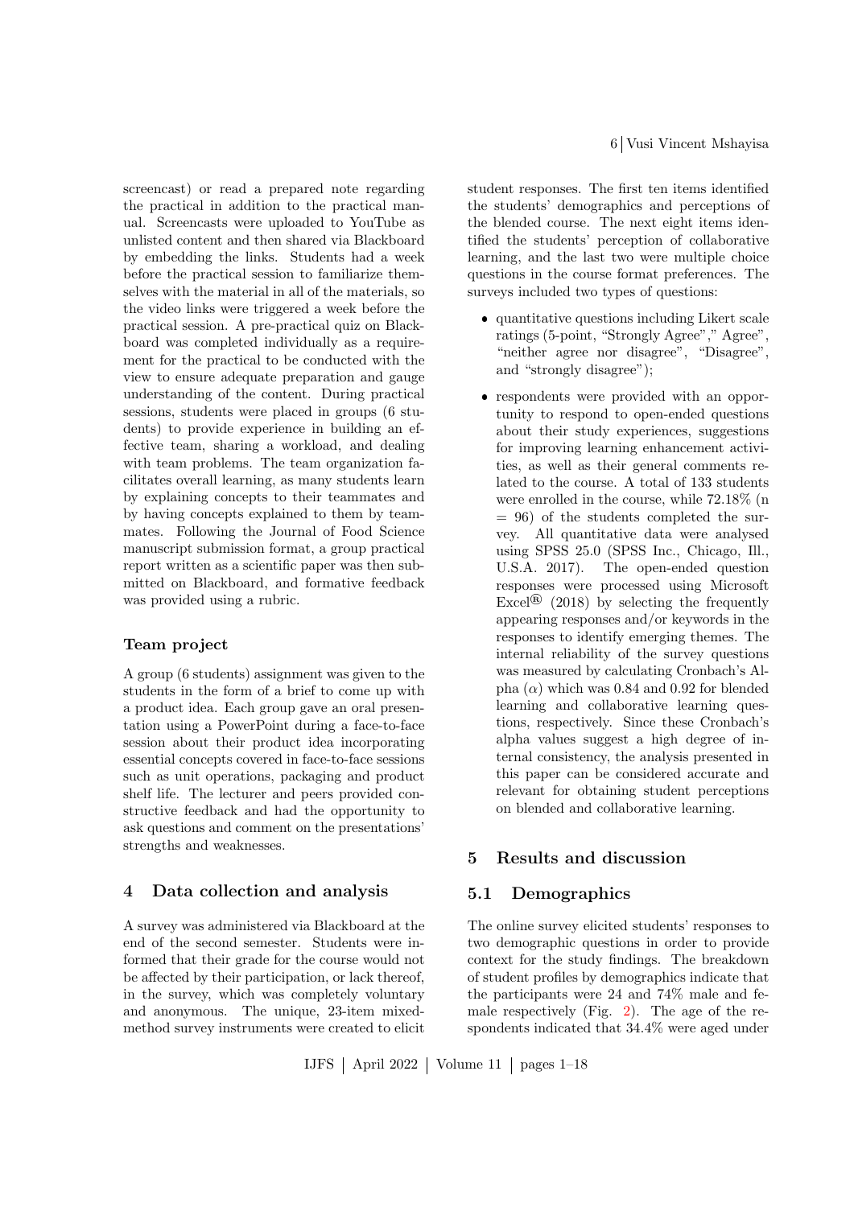screencast) or read a prepared note regarding the practical in addition to the practical manual. Screencasts were uploaded to YouTube as unlisted content and then shared via Blackboard by embedding the links. Students had a week before the practical session to familiarize themselves with the material in all of the materials, so the video links were triggered a week before the practical session. A pre-practical quiz on Blackboard was completed individually as a requirement for the practical to be conducted with the view to ensure adequate preparation and gauge understanding of the content. During practical sessions, students were placed in groups (6 students) to provide experience in building an effective team, sharing a workload, and dealing with team problems. The team organization facilitates overall learning, as many students learn by explaining concepts to their teammates and by having concepts explained to them by teammates. Following the Journal of Food Science manuscript submission format, a group practical report written as a scientific paper was then submitted on Blackboard, and formative feedback was provided using a rubric.

### Team project

A group (6 students) assignment was given to the students in the form of a brief to come up with a product idea. Each group gave an oral presentation using a PowerPoint during a face-to-face session about their product idea incorporating essential concepts covered in face-to-face sessions such as unit operations, packaging and product shelf life. The lecturer and peers provided constructive feedback and had the opportunity to ask questions and comment on the presentations' strengths and weaknesses.

## 4 Data collection and analysis

A survey was administered via Blackboard at the end of the second semester. Students were informed that their grade for the course would not be affected by their participation, or lack thereof, in the survey, which was completely voluntary and anonymous. The unique, 23-item mixed-method survey instruments were created to elicit student responses. The first ten items identified the students' demographics and perceptions of the blended course. The next eight items identified the students' perception of collaborative learning, and the last two were multiple choice questions in the course format preferences. The surveys included two types of questions:

- quantitative questions including Likert scale ratings (5-point, "Strongly Agree"," Agree", "neither agree nor disagree", "Disagree", and "strongly disagree");
- respondents were provided with an opportunity to respond to open-ended questions about their study experiences, suggestions for improving learning enhancement activities, as well as their general comments related to the course. A total of 133 students were enrolled in the course, while 72.18% (n = 96) of the students completed the survey. All quantitative data were analysed using SPSS 25.0 (SPSS Inc., Chicago, Ill., U.S.A. 2017). The open-ended question responses were processed using Microsoft Excel® (2018) by selecting the frequently appearing responses and/or keywords in the responses to identify emerging themes. The internal reliability of the survey questions was measured by calculating Cronbach's Alpha ($\alpha$) which was 0.84 and 0.92 for blended learning and collaborative learning questions, respectively. Since these Cronbach's alpha values suggest a high degree of internal consistency, the analysis presented in this paper can be considered accurate and relevant for obtaining student perceptions on blended and collaborative learning.

## 5 Results and discussion

### 5.1 Demographics

The online survey elicited students' responses to two demographic questions in order to provide context for the study findings. The breakdown of student profiles by demographics indicate that the participants were 24 and 74% male and female respectively (Fig. 2). The age of the respondents indicated that 34.4% were aged under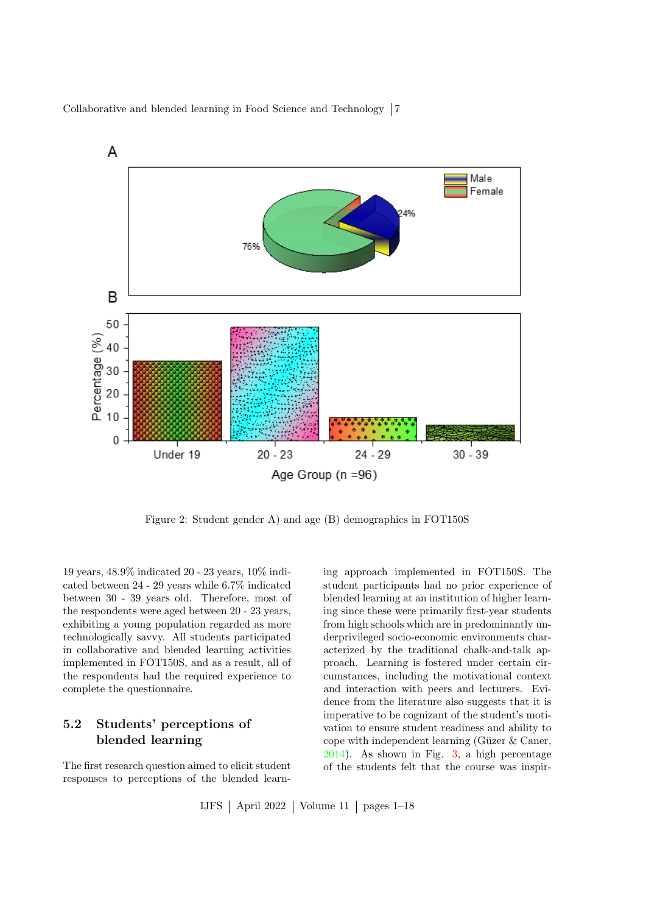A

Male
Female

24%

76%

B

Percentage (%)

50
40
30
20
10
0

Under 19
20 - 23
24 - 29
30 - 39

Age Group (n =96)

Figure 2: Student gender A) and age (B) demographics in FOT150S

19 years, 48.9% indicated 20 - 23 years, 10% indicated between 24 - 29 years while 6.7% indicated between 30 - 39 years old. Therefore, most of the respondents were aged between 20 - 23 years, exhibiting a young population regarded as more technologically savvy. All students participated in collaborative and blended learning activities implemented in FOT150S, and as a result, all of the respondents had the required experience to complete the questionnaire.

## 5.2 Students' perceptions of blended learning

The first research question aimed to elicit student responses to perceptions of the blended learning approach implemented in FOT150S. The student participants had no prior experience of blended learning at an institution of higher learning since these were primarily first-year students from high schools which are in predominantly underprivileged socio-economic environments characterized by the traditional chalk-and-talk approach. Learning is fostered under certain circumstances, including the motivational context and interaction with peers and lecturers. Evidence from the literature also suggests that it is imperative to be cognizant of the student's motivation to ensure student readiness and ability to cope with independent learning (Güzer & Caner, 2014). As shown in Fig. 3, a high percentage of the students felt that the course was inspir-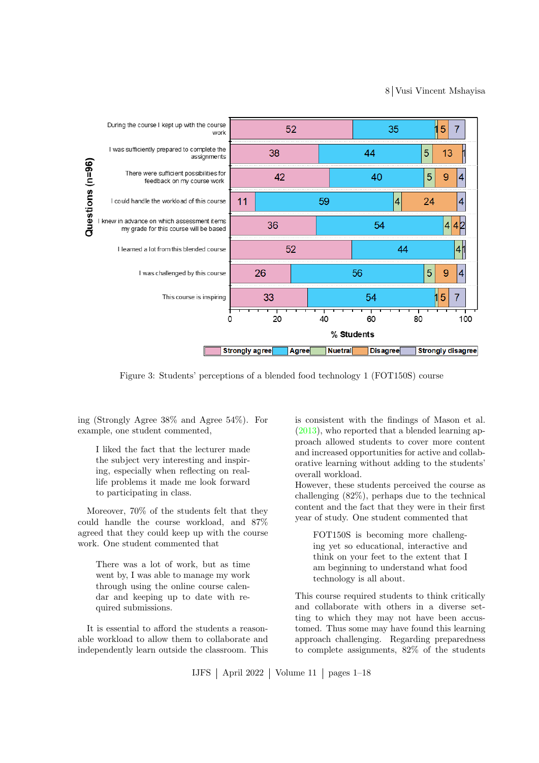Questions (n=96)

During the course I kept up with the course work: 52, 35, 1, 5, 7

I was sufficiently prepared to complete the assignments: 38, 44, 5, 13, 1

There were sufficient possibilities for feedback on my course work: 42, 40, 5, 9, 4

I could handle the workload of this course: 11, 59, 4, 24, 4

I knew in advance on which assessment items my grade for this course will be based: 36, 54, 4, 4, 2

I learned a lot from this blended course: 52, 44, 4, 1

I was challenged by this course: 26, 56, 5, 9, 4

This course is inspiring: 33, 54, 1, 5, 7

0 20 40 60 80 100

% Students

Strongly agree | Agree | Nuetral | Disagree | Strongly disagree

Figure 3: Students' perceptions of a blended food technology 1 (FOT150S) course

ing (Strongly Agree 38% and Agree 54%). For example, one student commented,

> I liked the fact that the lecturer made the subject very interesting and inspiring, especially when reflecting on real-life problems it made me look forward to participating in class.

Moreover, 70% of the students felt that they could handle the course workload, and 87% agreed that they could keep up with the course work. One student commented that

> There was a lot of work, but as time went by, I was able to manage my work through using the online course calendar and keeping up to date with required submissions.

It is essential to afford the students a reasonable workload to allow them to collaborate and independently learn outside the classroom. This is consistent with the findings of Mason et al. (2013), who reported that a blended learning approach allowed students to cover more content and increased opportunities for active and collaborative learning without adding to the students' overall workload.

However, these students perceived the course as challenging (82%), perhaps due to the technical content and the fact that they were in their first year of study. One student commented that

> FOT150S is becoming more challenging yet so educational, interactive and think on your feet to the extent that I am beginning to understand what food technology is all about.

This course required students to think critically and collaborate with others in a diverse setting to which they may not have been accustomed. Thus some may have found this learning approach challenging. Regarding preparedness to complete assignments, 82% of the students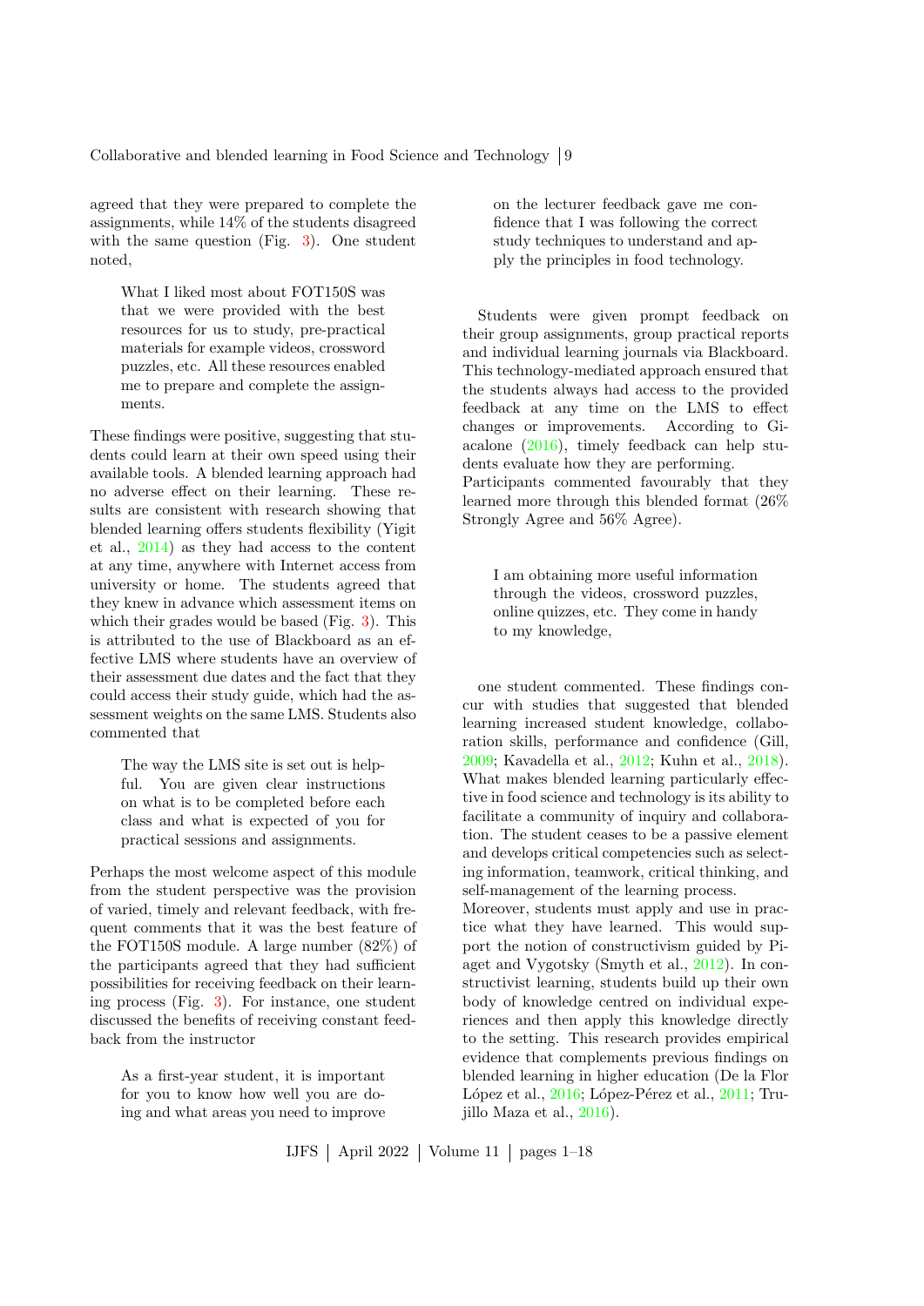agreed that they were prepared to complete the assignments, while 14% of the students disagreed with the same question (Fig. 3). One student noted,

> What I liked most about FOT150S was that we were provided with the best resources for us to study, pre-practical materials for example videos, crossword puzzles, etc. All these resources enabled me to prepare and complete the assignments.

These findings were positive, suggesting that students could learn at their own speed using their available tools. A blended learning approach had no adverse effect on their learning. These results are consistent with research showing that blended learning offers students flexibility (Yigit et al., 2014) as they had access to the content at any time, anywhere with Internet access from university or home. The students agreed that they knew in advance which assessment items on which their grades would be based (Fig. 3). This is attributed to the use of Blackboard as an effective LMS where students have an overview of their assessment due dates and the fact that they could access their study guide, which had the assessment weights on the same LMS. Students also commented that

> The way the LMS site is set out is helpful. You are given clear instructions on what is to be completed before each class and what is expected of you for practical sessions and assignments.

Perhaps the most welcome aspect of this module from the student perspective was the provision of varied, timely and relevant feedback, with frequent comments that it was the best feature of the FOT150S module. A large number (82%) of the participants agreed that they had sufficient possibilities for receiving feedback on their learning process (Fig. 3). For instance, one student discussed the benefits of receiving constant feedback from the instructor

> As a first-year student, it is important for you to know how well you are doing and what areas you need to improve on the lecturer feedback gave me confidence that I was following the correct study techniques to understand and apply the principles in food technology.

Students were given prompt feedback on their group assignments, group practical reports and individual learning journals via Blackboard. This technology-mediated approach ensured that the students always had access to the provided feedback at any time on the LMS to effect changes or improvements. According to Giacalone (2016), timely feedback can help students evaluate how they are performing.

Participants commented favourably that they learned more through this blended format (26% Strongly Agree and 56% Agree).

> I am obtaining more useful information through the videos, crossword puzzles, online quizzes, etc. They come in handy to my knowledge,

one student commented. These findings concur with studies that suggested that blended learning increased student knowledge, collaboration skills, performance and confidence (Gill, 2009; Kavadella et al., 2012; Kuhn et al., 2018). What makes blended learning particularly effective in food science and technology is its ability to facilitate a community of inquiry and collaboration. The student ceases to be a passive element and develops critical competencies such as selecting information, teamwork, critical thinking, and self-management of the learning process.

Moreover, students must apply and use in practice what they have learned. This would support the notion of constructivism guided by Piaget and Vygotsky (Smyth et al., 2012). In constructivist learning, students build up their own body of knowledge centred on individual experiences and then apply this knowledge directly to the setting. This research provides empirical evidence that complements previous findings on blended learning in higher education (De la Flor López et al., 2016; López-Pérez et al., 2011; Trujillo Maza et al., 2016).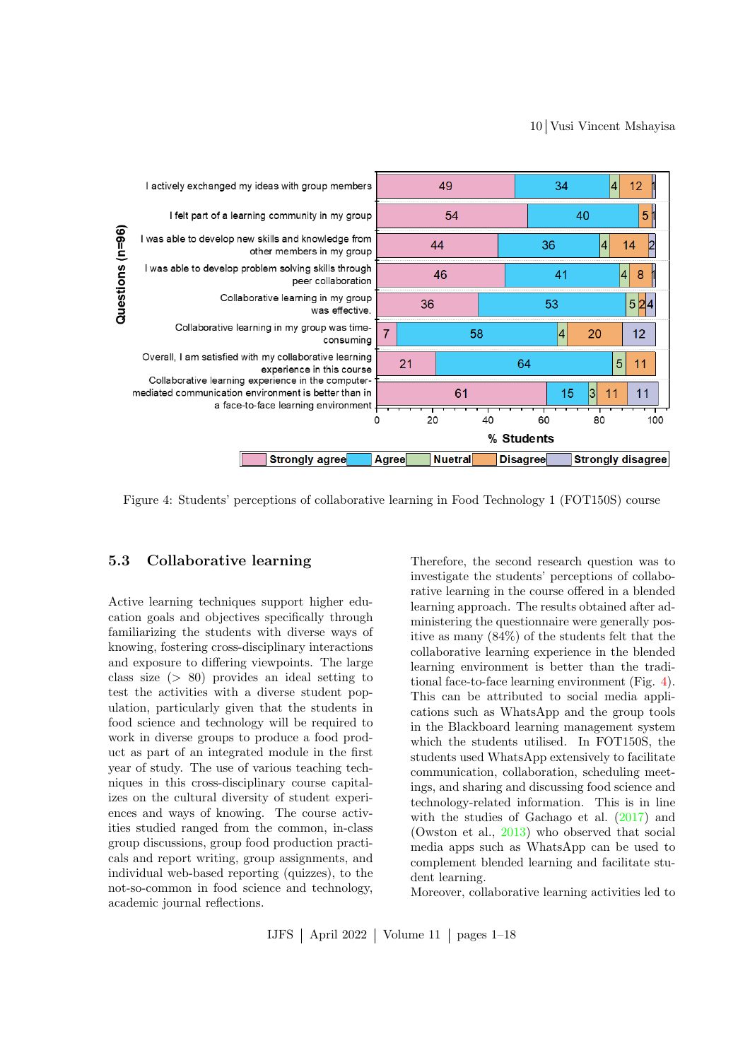I actively exchanged my ideas with group members
I felt part of a learning community in my group
I was able to develop new skills and knowledge from other members in my group
I was able to develop problem solving skills through peer collaboration
Collaborative learning in my group was effective.
Collaborative learning in my group was time-consuming
Overall, I am satisfied with my collaborative learning experience in this course
Collaborative learning experience in the computer-mediated communication environment is better than in a face-to-face learning environment

49 34 4 12 1
54 40 5 1
44 36 4 14 2
46 41 4 8 1
36 53 5 2 4
7 58 4 20 12
21 64 5 11
61 15 3 11 11

Questions (n=96)

0 20 40 60 80 100

% Students

Strongly agree Agree Nuetral Disagree Strongly disagree

Figure 4: Students' perceptions of collaborative learning in Food Technology 1 (FOT150S) course

## 5.3 Collaborative learning

Active learning techniques support higher education goals and objectives specifically through familiarizing the students with diverse ways of knowing, fostering cross-disciplinary interactions and exposure to differing viewpoints. The large class size (> 80) provides an ideal setting to test the activities with a diverse student population, particularly given that the students in food science and technology will be required to work in diverse groups to produce a food product as part of an integrated module in the first year of study. The use of various teaching techniques in this cross-disciplinary course capitalizes on the cultural diversity of student experiences and ways of knowing. The course activities studied ranged from the common, in-class group discussions, group food production practicals and report writing, group assignments, and individual web-based reporting (quizzes), to the not-so-common in food science and technology, academic journal reflections.

Therefore, the second research question was to investigate the students' perceptions of collaborative learning in the course offered in a blended learning approach. The results obtained after administering the questionnaire were generally positive as many (84%) of the students felt that the collaborative learning experience in the blended learning environment is better than the traditional face-to-face learning environment (Fig. 4). This can be attributed to social media applications such as WhatsApp and the group tools in the Blackboard learning management system which the students utilised. In FOT150S, the students used WhatsApp extensively to facilitate communication, collaboration, scheduling meetings, and sharing and discussing food science and technology-related information. This is in line with the studies of Gachago et al. (2017) and (Owston et al., 2013) who observed that social media apps such as WhatsApp can be used to complement blended learning and facilitate student learning.

Moreover, collaborative learning activities led to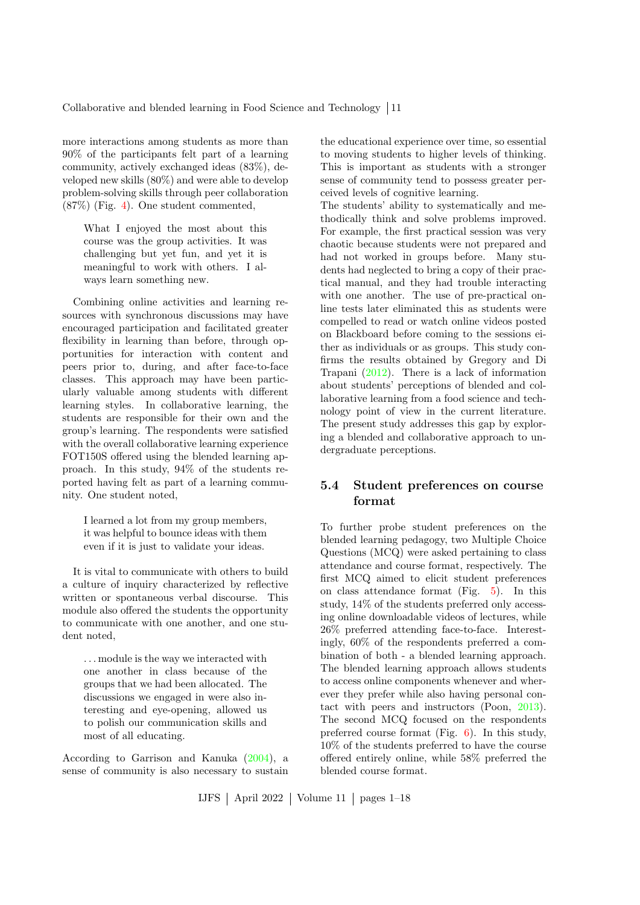more interactions among students as more than 90% of the participants felt part of a learning community, actively exchanged ideas (83%), developed new skills (80%) and were able to develop problem-solving skills through peer collaboration (87%) (Fig. 4). One student commented,

> What I enjoyed the most about this course was the group activities. It was challenging but yet fun, and yet it is meaningful to work with others. I always learn something new.

Combining online activities and learning resources with synchronous discussions may have encouraged participation and facilitated greater flexibility in learning than before, through opportunities for interaction with content and peers prior to, during, and after face-to-face classes. This approach may have been particularly valuable among students with different learning styles. In collaborative learning, the students are responsible for their own and the group's learning. The respondents were satisfied with the overall collaborative learning experience FOT150S offered using the blended learning approach. In this study, 94% of the students reported having felt as part of a learning community. One student noted,

> I learned a lot from my group members, it was helpful to bounce ideas with them even if it is just to validate your ideas.

It is vital to communicate with others to build a culture of inquiry characterized by reflective written or spontaneous verbal discourse. This module also offered the students the opportunity to communicate with one another, and one student noted,

> ...module is the way we interacted with one another in class because of the groups that we had been allocated. The discussions we engaged in were also interesting and eye-opening, allowed us to polish our communication skills and most of all educating.

According to Garrison and Kanuka (2004), a sense of community is also necessary to sustain the educational experience over time, so essential to moving students to higher levels of thinking. This is important as students with a stronger sense of community tend to possess greater perceived levels of cognitive learning.

The students' ability to systematically and methodically think and solve problems improved. For example, the first practical session was very chaotic because students were not prepared and had not worked in groups before. Many students had neglected to bring a copy of their practical manual, and they had trouble interacting with one another. The use of pre-practical online tests later eliminated this as students were compelled to read or watch online videos posted on Blackboard before coming to the sessions either as individuals or as groups. This study confirms the results obtained by Gregory and Di Trapani (2012). There is a lack of information about students' perceptions of blended and collaborative learning from a food science and technology point of view in the current literature. The present study addresses this gap by exploring a blended and collaborative approach to undergraduate perceptions.

### 5.4 Student preferences on course format

To further probe student preferences on the blended learning pedagogy, two Multiple Choice Questions (MCQ) were asked pertaining to class attendance and course format, respectively. The first MCQ aimed to elicit student preferences on class attendance format (Fig. 5). In this study, 14% of the students preferred only accessing online downloadable videos of lectures, while 26% preferred attending face-to-face. Interestingly, 60% of the respondents preferred a combination of both - a blended learning approach. The blended learning approach allows students to access online components whenever and wherever they prefer while also having personal contact with peers and instructors (Poon, 2013). The second MCQ focused on the respondents preferred course format (Fig. 6). In this study, 10% of the students preferred to have the course offered entirely online, while 58% preferred the blended course format.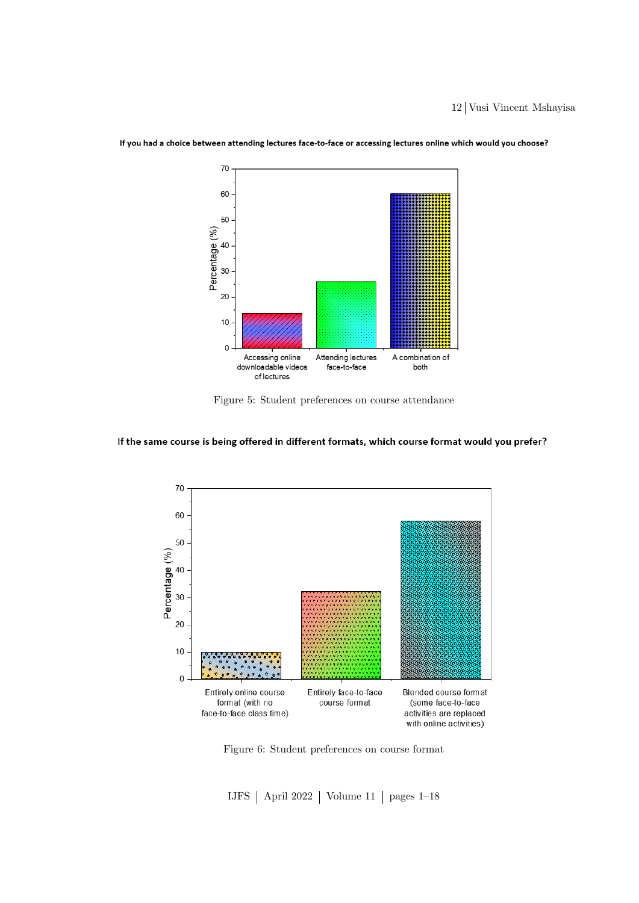If you had a choice between attending lectures face-to-face or accessing lectures online which would you choose?

Percentage (%)

70
60
50
40
30
20
10
0

Accessing online downloadable videos of lectures

Attending lectures face-to-face

A combination of both

Figure 5: Student preferences on course attendance

If the same course is being offered in different formats, which course format would you prefer?

Percentage (%)

70
60
50
40
30
20
10
0

Entirely online course format (with no face-to-face class time)

Entirely face-to-face course format

Blended course format (some face-to-face activities are replaced with online activities)

Figure 6: Student preferences on course format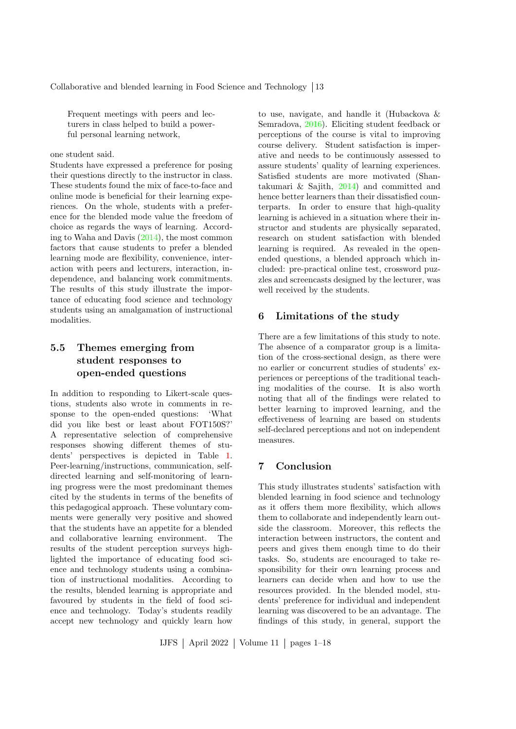> Frequent meetings with peers and lecturers in class helped to build a powerful personal learning network,

one student said.

Students have expressed a preference for posing their questions directly to the instructor in class. These students found the mix of face-to-face and online mode is beneficial for their learning experiences. On the whole, students with a preference for the blended mode value the freedom of choice as regards the ways of learning. According to Waha and Davis (2014), the most common factors that cause students to prefer a blended learning mode are flexibility, convenience, interaction with peers and lecturers, interaction, independence, and balancing work commitments. The results of this study illustrate the importance of educating food science and technology students using an amalgamation of instructional modalities.

## 5.5 Themes emerging from student responses to open-ended questions

In addition to responding to Likert-scale questions, students also wrote in comments in response to the open-ended questions: 'What did you like best or least about FOT150S?' A representative selection of comprehensive responses showing different themes of students' perspectives is depicted in Table 1. Peer-learning/instructions, communication, self-directed learning and self-monitoring of learning progress were the most predominant themes cited by the students in terms of the benefits of this pedagogical approach. These voluntary comments were generally very positive and showed that the students have an appetite for a blended and collaborative learning environment. The results of the student perception surveys highlighted the importance of educating food science and technology students using a combination of instructional modalities. According to the results, blended learning is appropriate and favoured by students in the field of food science and technology. Today's students readily accept new technology and quickly learn how to use, navigate, and handle it (Hubackova & Semradova, 2016). Eliciting student feedback or perceptions of the course is vital to improving course delivery. Student satisfaction is imperative and needs to be continuously assessed to assure students' quality of learning experiences. Satisfied students are more motivated (Shantakumari & Sajith, 2014) and committed and hence better learners than their dissatisfied counterparts. In order to ensure that high-quality learning is achieved in a situation where their instructor and students are physically separated, research on student satisfaction with blended learning is required. As revealed in the open-ended questions, a blended approach which included: pre-practical online test, crossword puzzles and screencasts designed by the lecturer, was well received by the students.

# 6 Limitations of the study

There are a few limitations of this study to note. The absence of a comparator group is a limitation of the cross-sectional design, as there were no earlier or concurrent studies of students' experiences or perceptions of the traditional teaching modalities of the course. It is also worth noting that all of the findings were related to better learning to improved learning, and the effectiveness of learning are based on students self-declared perceptions and not on independent measures.

# 7 Conclusion

This study illustrates students' satisfaction with blended learning in food science and technology as it offers them more flexibility, which allows them to collaborate and independently learn outside the classroom. Moreover, this reflects the interaction between instructors, the content and peers and gives them enough time to do their tasks. So, students are encouraged to take responsibility for their own learning process and learners can decide when and how to use the resources provided. In the blended model, students' preference for individual and independent learning was discovered to be an advantage. The findings of this study, in general, support the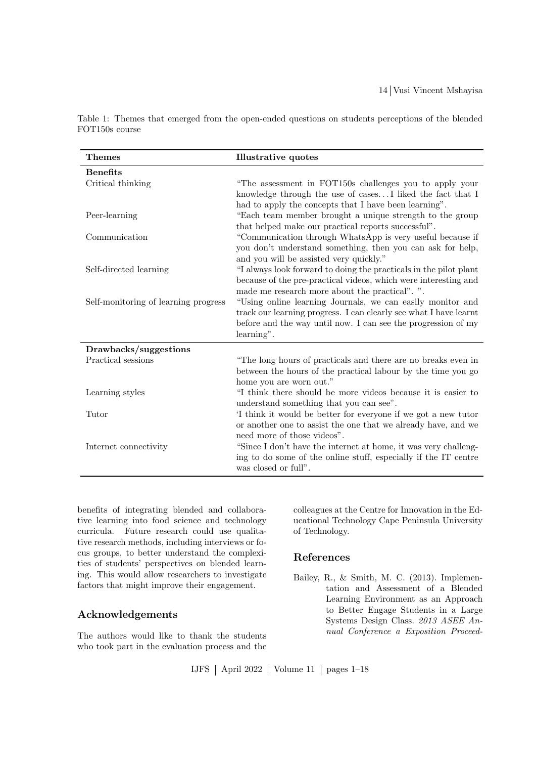Table 1: Themes that emerged from the open-ended questions on students perceptions of the blended FOT150s course

| Themes | Illustrative quotes |
|---|---|
| **Benefits** | |
| Critical thinking | "The assessment in FOT150s challenges you to apply your knowledge through the use of cases…I liked the fact that I had to apply the concepts that I have been learning". |
| Peer-learning | "Each team member brought a unique strength to the group that helped make our practical reports successful". |
| Communication | "Communication through WhatsApp is very useful because if you don't understand something, then you can ask for help, and you will be assisted very quickly." |
| Self-directed learning | "I always look forward to doing the practicals in the pilot plant because of the pre-practical videos, which were interesting and made me research more about the practical". ". |
| Self-monitoring of learning progress | "Using online learning Journals, we can easily monitor and track our learning progress. I can clearly see what I have learnt before and the way until now. I can see the progression of my learning". |
| **Drawbacks/suggestions** | |
| Practical sessions | "The long hours of practicals and there are no breaks even in between the hours of the practical labour by the time you go home you are worn out." |
| Learning styles | "I think there should be more videos because it is easier to understand something that you can see". |
| Tutor | 'I think it would be better for everyone if we got a new tutor or another one to assist the one that we already have, and we need more of those videos". |
| Internet connectivity | "Since I don't have the internet at home, it was very challenging to do some of the online stuff, especially if the IT centre was closed or full". |

benefits of integrating blended and collaborative learning into food science and technology curricula. Future research could use qualitative research methods, including interviews or focus groups, to better understand the complexities of students' perspectives on blended learning. This would allow researchers to investigate factors that might improve their engagement.

## Acknowledgements

The authors would like to thank the students who took part in the evaluation process and the colleagues at the Centre for Innovation in the Educational Technology Cape Peninsula University of Technology.

## References

Bailey, R., & Smith, M. C. (2013). Implementation and Assessment of a Blended Learning Environment as an Approach to Better Engage Students in a Large Systems Design Class. *2013 ASEE Annual Conference a Exposition Proceed-*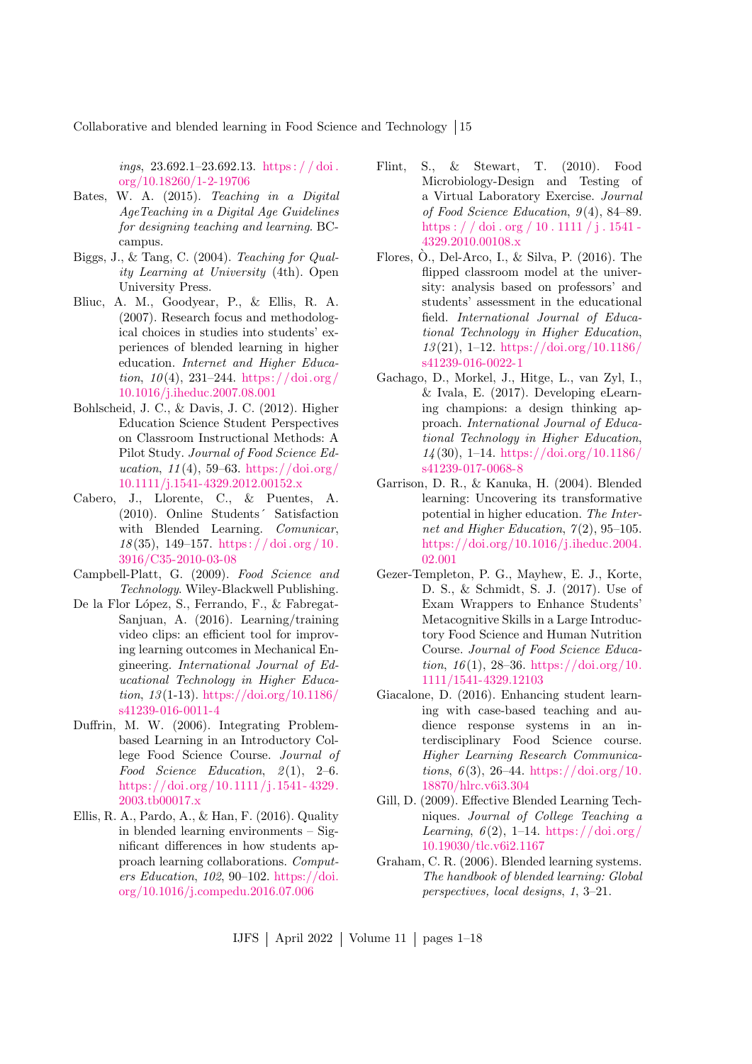*ings*, 23.692.1–23.692.13. https://doi.org/10.18260/1-2-19706

Bates, W. A. (2015). *Teaching in a Digital AgeTeaching in a Digital Age Guidelines for designing teaching and learning*. BCcampus.

Biggs, J., & Tang, C. (2004). *Teaching for Quality Learning at University* (4th). Open University Press.

Bliuc, A. M., Goodyear, P., & Ellis, R. A. (2007). Research focus and methodological choices in studies into students' experiences of blended learning in higher education. *Internet and Higher Education*, *10*(4), 231–244. https://doi.org/10.1016/j.iheduc.2007.08.001

Bohlscheid, J. C., & Davis, J. C. (2012). Higher Education Science Student Perspectives on Classroom Instructional Methods: A Pilot Study. *Journal of Food Science Education*, *11*(4), 59–63. https://doi.org/10.1111/j.1541-4329.2012.00152.x

Cabero, J., Llorente, C., & Puentes, A. (2010). Online Students´ Satisfaction with Blended Learning. *Comunicar*, *18*(35), 149–157. https://doi.org/10.3916/C35-2010-03-08

Campbell-Platt, G. (2009). *Food Science and Technology*. Wiley-Blackwell Publishing.

De la Flor López, S., Ferrando, F., & Fabregat-Sanjuan, A. (2016). Learning/training video clips: an efficient tool for improving learning outcomes in Mechanical Engineering. *International Journal of Educational Technology in Higher Education*, *13*(1-13). https://doi.org/10.1186/s41239-016-0011-4

Duffrin, M. W. (2006). Integrating Problem-based Learning in an Introductory College Food Science Course. *Journal of Food Science Education*, *2*(1), 2–6. https://doi.org/10.1111/j.1541-4329.2003.tb00017.x

Ellis, R. A., Pardo, A., & Han, F. (2016). Quality in blended learning environments – Significant differences in how students approach learning collaborations. *Computers Education*, *102*, 90–102. https://doi.org/10.1016/j.compedu.2016.07.006

Flint, S., & Stewart, T. (2010). Food Microbiology-Design and Testing of a Virtual Laboratory Exercise. *Journal of Food Science Education*, *9*(4), 84–89. https://doi.org/10.1111/j.1541-4329.2010.00108.x

Flores, Ò., Del-Arco, I., & Silva, P. (2016). The flipped classroom model at the university: analysis based on professors' and students' assessment in the educational field. *International Journal of Educational Technology in Higher Education*, *13*(21), 1–12. https://doi.org/10.1186/s41239-016-0022-1

Gachago, D., Morkel, J., Hitge, L., van Zyl, I., & Ivala, E. (2017). Developing eLearning champions: a design thinking approach. *International Journal of Educational Technology in Higher Education*, *14*(30), 1–14. https://doi.org/10.1186/s41239-017-0068-8

Garrison, D. R., & Kanuka, H. (2004). Blended learning: Uncovering its transformative potential in higher education. *The Internet and Higher Education*, *7*(2), 95–105. https://doi.org/10.1016/j.iheduc.2004.02.001

Gezer-Templeton, P. G., Mayhew, E. J., Korte, D. S., & Schmidt, S. J. (2017). Use of Exam Wrappers to Enhance Students' Metacognitive Skills in a Large Introductory Food Science and Human Nutrition Course. *Journal of Food Science Education*, *16*(1), 28–36. https://doi.org/10.1111/1541-4329.12103

Giacalone, D. (2016). Enhancing student learning with case-based teaching and audience response systems in an interdisciplinary Food Science course. *Higher Learning Research Communications*, *6*(3), 26–44. https://doi.org/10.18870/hlrc.v6i3.304

Gill, D. (2009). Effective Blended Learning Techniques. *Journal of College Teaching a Learning*, *6*(2), 1–14. https://doi.org/10.19030/tlc.v6i2.1167

Graham, C. R. (2006). Blended learning systems. *The handbook of blended learning: Global perspectives, local designs*, *1*, 3–21.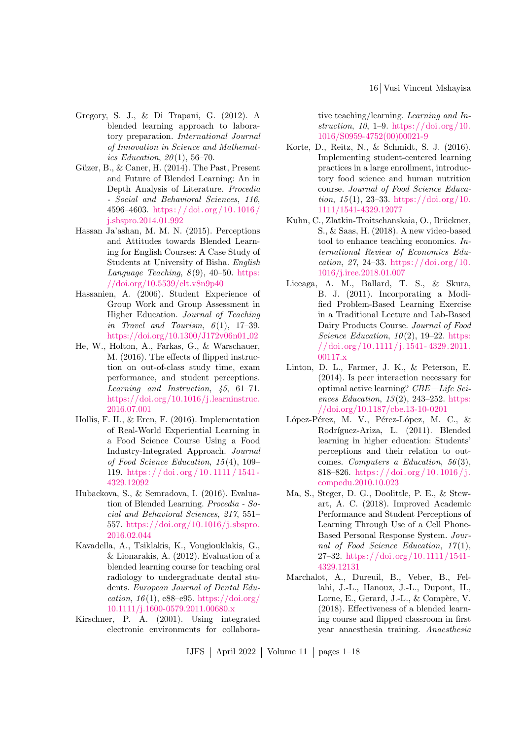Gregory, S. J., & Di Trapani, G. (2012). A blended learning approach to laboratory preparation. *International Journal of Innovation in Science and Mathematics Education*, *20*(1), 56–70.

Güzer, B., & Caner, H. (2014). The Past, Present and Future of Blended Learning: An in Depth Analysis of Literature. *Procedia - Social and Behavioral Sciences*, *116*, 4596–4603. https://doi.org/10.1016/j.sbspro.2014.01.992

Hassan Ja'ashan, M. M. N. (2015). Perceptions and Attitudes towards Blended Learning for English Courses: A Case Study of Students at University of Bisha. *English Language Teaching*, *8*(9), 40–50. https://doi.org/10.5539/elt.v8n9p40

Hassanien, A. (2006). Student Experience of Group Work and Group Assessment in Higher Education. *Journal of Teaching in Travel and Tourism*, *6*(1), 17–39. https://doi.org/10.1300/J172v06n01_02

He, W., Holton, A., Farkas, G., & Warschauer, M. (2016). The effects of flipped instruction on out-of-class study time, exam performance, and student perceptions. *Learning and Instruction*, *45*, 61–71. https://doi.org/10.1016/j.learninstruc.2016.07.001

Hollis, F. H., & Eren, F. (2016). Implementation of Real-World Experiential Learning in a Food Science Course Using a Food Industry-Integrated Approach. *Journal of Food Science Education*, *15*(4), 109–119. https://doi.org/10.1111/1541-4329.12092

Hubackova, S., & Semradova, I. (2016). Evaluation of Blended Learning. *Procedia - Social and Behavioral Sciences*, *217*, 551–557. https://doi.org/10.1016/j.sbspro.2016.02.044

Kavadella, A., Tsiklakis, K., Vougiouklakis, G., & Lionarakis, A. (2012). Evaluation of a blended learning course for teaching oral radiology to undergraduate dental students. *European Journal of Dental Education*, *16*(1), e88–e95. https://doi.org/10.1111/j.1600-0579.2011.00680.x

Kirschner, P. A. (2001). Using integrated electronic environments for collaborative teaching/learning. *Learning and Instruction*, *10*, 1–9. https://doi.org/10.1016/S0959-4752(00)00021-9

Korte, D., Reitz, N., & Schmidt, S. J. (2016). Implementing student-centered learning practices in a large enrollment, introductory food science and human nutrition course. *Journal of Food Science Education*, *15*(1), 23–33. https://doi.org/10.1111/1541-4329.12077

Kuhn, C., Zlatkin-Troitschanskaia, O., Brückner, S., & Saas, H. (2018). A new video-based tool to enhance teaching economics. *International Review of Economics Education*, *27*, 24–33. https://doi.org/10.1016/j.iree.2018.01.007

Liceaga, A. M., Ballard, T. S., & Skura, B. J. (2011). Incorporating a Modified Problem-Based Learning Exercise in a Traditional Lecture and Lab-Based Dairy Products Course. *Journal of Food Science Education*, *10*(2), 19–22. https://doi.org/10.1111/j.1541-4329.2011.00117.x

Linton, D. L., Farmer, J. K., & Peterson, E. (2014). Is peer interaction necessary for optimal active learning? *CBE—Life Sciences Education*, *13*(2), 243–252. https://doi.org/10.1187/cbe.13-10-0201

López-Pérez, M. V., Pérez-López, M. C., & Rodríguez-Ariza, L. (2011). Blended learning in higher education: Students' perceptions and their relation to outcomes. *Computers a Education*, *56*(3), 818–826. https://doi.org/10.1016/j.compedu.2010.10.023

Ma, S., Steger, D. G., Doolittle, P. E., & Stewart, A. C. (2018). Improved Academic Performance and Student Perceptions of Learning Through Use of a Cell Phone-Based Personal Response System. *Journal of Food Science Education*, *17*(1), 27–32. https://doi.org/10.1111/1541-4329.12131

Marchalot, A., Dureuil, B., Veber, B., Fellahi, J.-L., Hanouz, J.-L., Dupont, H., Lorne, E., Gerard, J.-L., & Compère, V. (2018). Effectiveness of a blended learning course and flipped classroom in first year anaesthesia training. *Anaesthesia*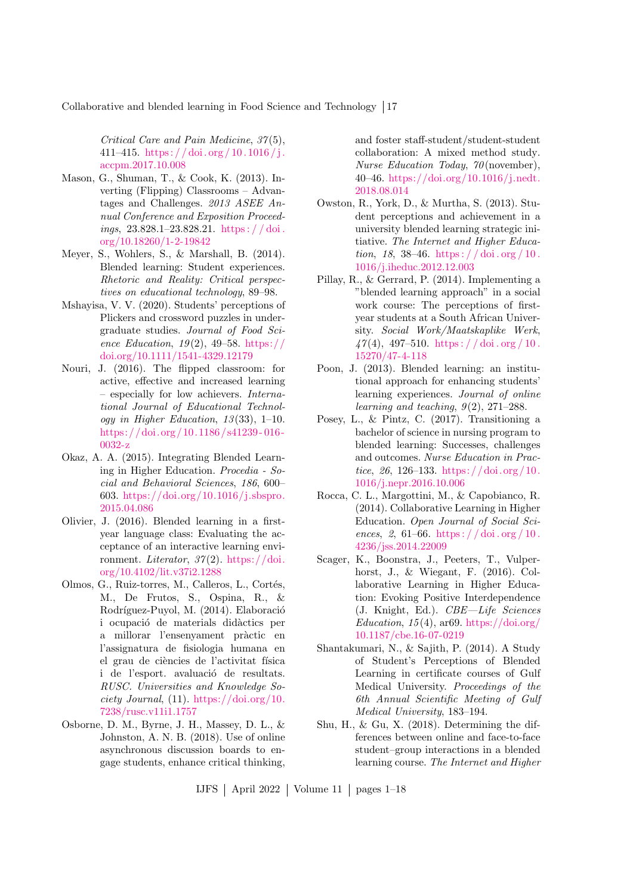*Critical Care and Pain Medicine*, *37*(5), 411–415. https://doi.org/10.1016/j.accpm.2017.10.008

Mason, G., Shuman, T., & Cook, K. (2013). Inverting (Flipping) Classrooms – Advantages and Challenges. *2013 ASEE Annual Conference and Exposition Proceedings*, 23.828.1–23.828.21. https://doi.org/10.18260/1-2-19842

Meyer, S., Wohlers, S., & Marshall, B. (2014). Blended learning: Student experiences. *Rhetoric and Reality: Critical perspectives on educational technology*, 89–98.

Mshayisa, V. V. (2020). Students' perceptions of Plickers and crossword puzzles in undergraduate studies. *Journal of Food Science Education*, *19*(2), 49–58. https://doi.org/10.1111/1541-4329.12179

Nouri, J. (2016). The flipped classroom: for active, effective and increased learning – especially for low achievers. *International Journal of Educational Technology in Higher Education*, *13*(33), 1–10. https://doi.org/10.1186/s41239-016-0032-z

Okaz, A. A. (2015). Integrating Blended Learning in Higher Education. *Procedia - Social and Behavioral Sciences*, *186*, 600–603. https://doi.org/10.1016/j.sbspro.2015.04.086

Olivier, J. (2016). Blended learning in a first-year language class: Evaluating the acceptance of an interactive learning environment. *Literator*, *37*(2). https://doi.org/10.4102/lit.v37i2.1288

Olmos, G., Ruiz-torres, M., Calleros, L., Cortés, M., De Frutos, S., Ospina, R., & Rodríguez-Puyol, M. (2014). Elaboració i ocupació de materials didàctics per a millorar l'ensenyament pràctic en l'assignatura de fisiologia humana en el grau de ciències de l'activitat física i de l'esport. avaluació de resultats. *RUSC. Universities and Knowledge Society Journal*, (11). https://doi.org/10.7238/rusc.v11i1.1757

Osborne, D. M., Byrne, J. H., Massey, D. L., & Johnston, A. N. B. (2018). Use of online asynchronous discussion boards to engage students, enhance critical thinking, and foster staff-student/student-student collaboration: A mixed method study. *Nurse Education Today*, *70*(november), 40–46. https://doi.org/10.1016/j.nedt.2018.08.014

Owston, R., York, D., & Murtha, S. (2013). Student perceptions and achievement in a university blended learning strategic initiative. *The Internet and Higher Education*, *18*, 38–46. https://doi.org/10.1016/j.iheduc.2012.12.003

Pillay, R., & Gerrard, P. (2014). Implementing a "blended learning approach" in a social work course: The perceptions of first-year students at a South African University. *Social Work/Maatskaplike Werk*, *47*(4), 497–510. https://doi.org/10.15270/47-4-118

Poon, J. (2013). Blended learning: an institutional approach for enhancing students' learning experiences. *Journal of online learning and teaching*, *9*(2), 271–288.

Posey, L., & Pintz, C. (2017). Transitioning a bachelor of science in nursing program to blended learning: Successes, challenges and outcomes. *Nurse Education in Practice*, *26*, 126–133. https://doi.org/10.1016/j.nepr.2016.10.006

Rocca, C. L., Margottini, M., & Capobianco, R. (2014). Collaborative Learning in Higher Education. *Open Journal of Social Sciences*, *2*, 61–66. https://doi.org/10.4236/jss.2014.22009

Scager, K., Boonstra, J., Peeters, T., Vulperhorst, J., & Wiegant, F. (2016). Collaborative Learning in Higher Education: Evoking Positive Interdependence (J. Knight, Ed.). *CBE—Life Sciences Education*, *15*(4), ar69. https://doi.org/10.1187/cbe.16-07-0219

Shantakumari, N., & Sajith, P. (2014). A Study of Student's Perceptions of Blended Learning in certificate courses of Gulf Medical University. *Proceedings of the 6th Annual Scientific Meeting of Gulf Medical University*, 183–194.

Shu, H., & Gu, X. (2018). Determining the differences between online and face-to-face student–group interactions in a blended learning course. *The Internet and Higher*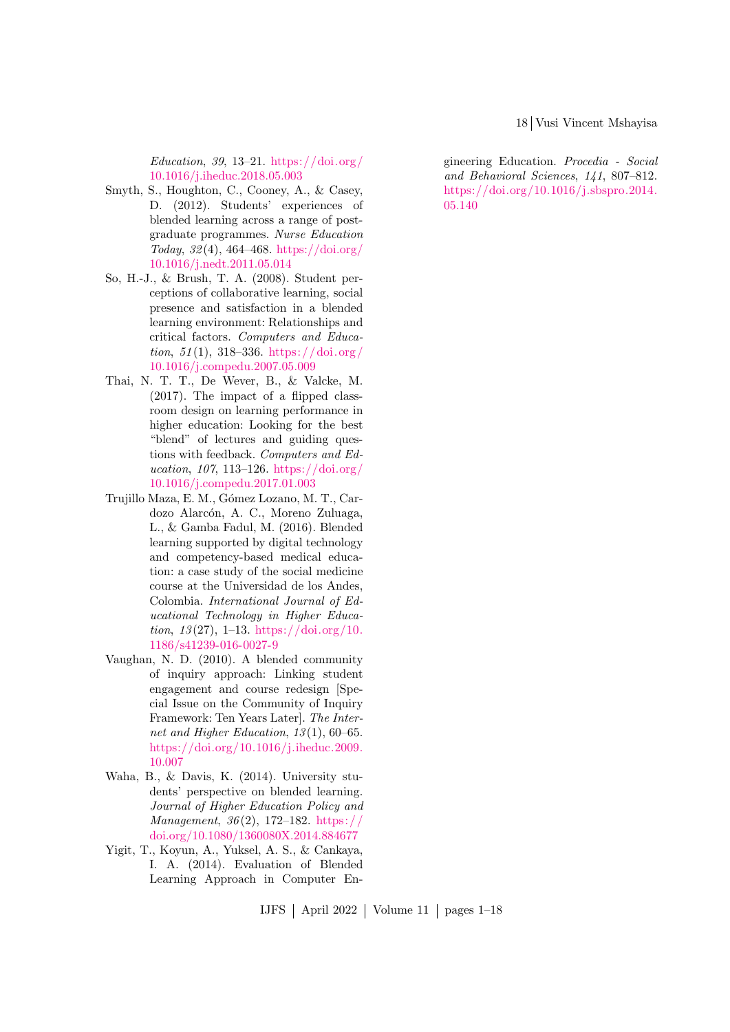*Education*, *39*, 13–21. https://doi.org/10.1016/j.iheduc.2018.05.003

Smyth, S., Houghton, C., Cooney, A., & Casey, D. (2012). Students' experiences of blended learning across a range of postgraduate programmes. *Nurse Education Today*, *32*(4), 464–468. https://doi.org/10.1016/j.nedt.2011.05.014

So, H.-J., & Brush, T. A. (2008). Student perceptions of collaborative learning, social presence and satisfaction in a blended learning environment: Relationships and critical factors. *Computers and Education*, *51*(1), 318–336. https://doi.org/10.1016/j.compedu.2007.05.009

Thai, N. T. T., De Wever, B., & Valcke, M. (2017). The impact of a flipped classroom design on learning performance in higher education: Looking for the best "blend" of lectures and guiding questions with feedback. *Computers and Education*, *107*, 113–126. https://doi.org/10.1016/j.compedu.2017.01.003

Trujillo Maza, E. M., Gómez Lozano, M. T., Cardozo Alarcón, A. C., Moreno Zuluaga, L., & Gamba Fadul, M. (2016). Blended learning supported by digital technology and competency-based medical education: a case study of the social medicine course at the Universidad de los Andes, Colombia. *International Journal of Educational Technology in Higher Education*, *13*(27), 1–13. https://doi.org/10.1186/s41239-016-0027-9

Vaughan, N. D. (2010). A blended community of inquiry approach: Linking student engagement and course redesign [Special Issue on the Community of Inquiry Framework: Ten Years Later]. *The Internet and Higher Education*, *13*(1), 60–65. https://doi.org/10.1016/j.iheduc.2009.10.007

Waha, B., & Davis, K. (2014). University students' perspective on blended learning. *Journal of Higher Education Policy and Management*, *36*(2), 172–182. https://doi.org/10.1080/1360080X.2014.884677

Yigit, T., Koyun, A., Yuksel, A. S., & Cankaya, I. A. (2014). Evaluation of Blended Learning Approach in Computer Engineering Education. *Procedia - Social and Behavioral Sciences*, *141*, 807–812. https://doi.org/10.1016/j.sbspro.2014.05.140